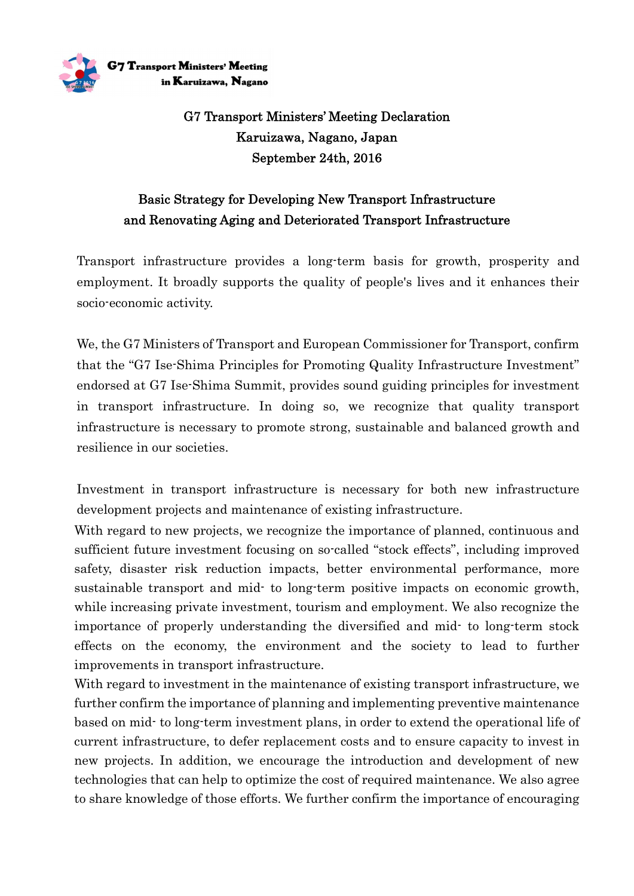G7 Transport Ministers' Meeting in Karuizawa, Nagano

# G7 Transport Ministers' Meeting Declaration
## Karuizawa, Nagano, Japan
## September 24th, 2016

## Basic Strategy for Developing New Transport Infrastructure and Renovating Aging and Deteriorated Transport Infrastructure

Transport infrastructure provides a long-term basis for growth, prosperity and employment. It broadly supports the quality of people's lives and it enhances their socio-economic activity.

We, the G7 Ministers of Transport and European Commissioner for Transport, confirm that the "G7 Ise-Shima Principles for Promoting Quality Infrastructure Investment" endorsed at G7 Ise-Shima Summit, provides sound guiding principles for investment in transport infrastructure. In doing so, we recognize that quality transport infrastructure is necessary to promote strong, sustainable and balanced growth and resilience in our societies.

Investment in transport infrastructure is necessary for both new infrastructure development projects and maintenance of existing infrastructure.

With regard to new projects, we recognize the importance of planned, continuous and sufficient future investment focusing on so-called "stock effects", including improved safety, disaster risk reduction impacts, better environmental performance, more sustainable transport and mid- to long-term positive impacts on economic growth, while increasing private investment, tourism and employment. We also recognize the importance of properly understanding the diversified and mid- to long-term stock effects on the economy, the environment and the society to lead to further improvements in transport infrastructure.

With regard to investment in the maintenance of existing transport infrastructure, we further confirm the importance of planning and implementing preventive maintenance based on mid- to long-term investment plans, in order to extend the operational life of current infrastructure, to defer replacement costs and to ensure capacity to invest in new projects. In addition, we encourage the introduction and development of new technologies that can help to optimize the cost of required maintenance. We also agree to share knowledge of those efforts. We further confirm the importance of encouraging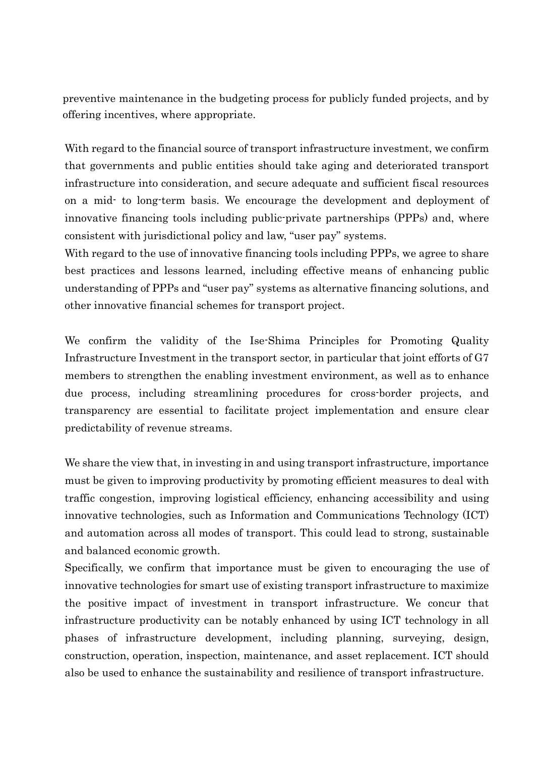preventive maintenance in the budgeting process for publicly funded projects, and by offering incentives, where appropriate.

With regard to the financial source of transport infrastructure investment, we confirm that governments and public entities should take aging and deteriorated transport infrastructure into consideration, and secure adequate and sufficient fiscal resources on a mid- to long-term basis. We encourage the development and deployment of innovative financing tools including public-private partnerships (PPPs) and, where consistent with jurisdictional policy and law, "user pay" systems.
With regard to the use of innovative financing tools including PPPs, we agree to share best practices and lessons learned, including effective means of enhancing public understanding of PPPs and "user pay" systems as alternative financing solutions, and other innovative financial schemes for transport project.

We confirm the validity of the Ise-Shima Principles for Promoting Quality Infrastructure Investment in the transport sector, in particular that joint efforts of G7 members to strengthen the enabling investment environment, as well as to enhance due process, including streamlining procedures for cross-border projects, and transparency are essential to facilitate project implementation and ensure clear predictability of revenue streams.

We share the view that, in investing in and using transport infrastructure, importance must be given to improving productivity by promoting efficient measures to deal with traffic congestion, improving logistical efficiency, enhancing accessibility and using innovative technologies, such as Information and Communications Technology (ICT) and automation across all modes of transport. This could lead to strong, sustainable and balanced economic growth.
Specifically, we confirm that importance must be given to encouraging the use of innovative technologies for smart use of existing transport infrastructure to maximize the positive impact of investment in transport infrastructure. We concur that infrastructure productivity can be notably enhanced by using ICT technology in all phases of infrastructure development, including planning, surveying, design, construction, operation, inspection, maintenance, and asset replacement. ICT should also be used to enhance the sustainability and resilience of transport infrastructure.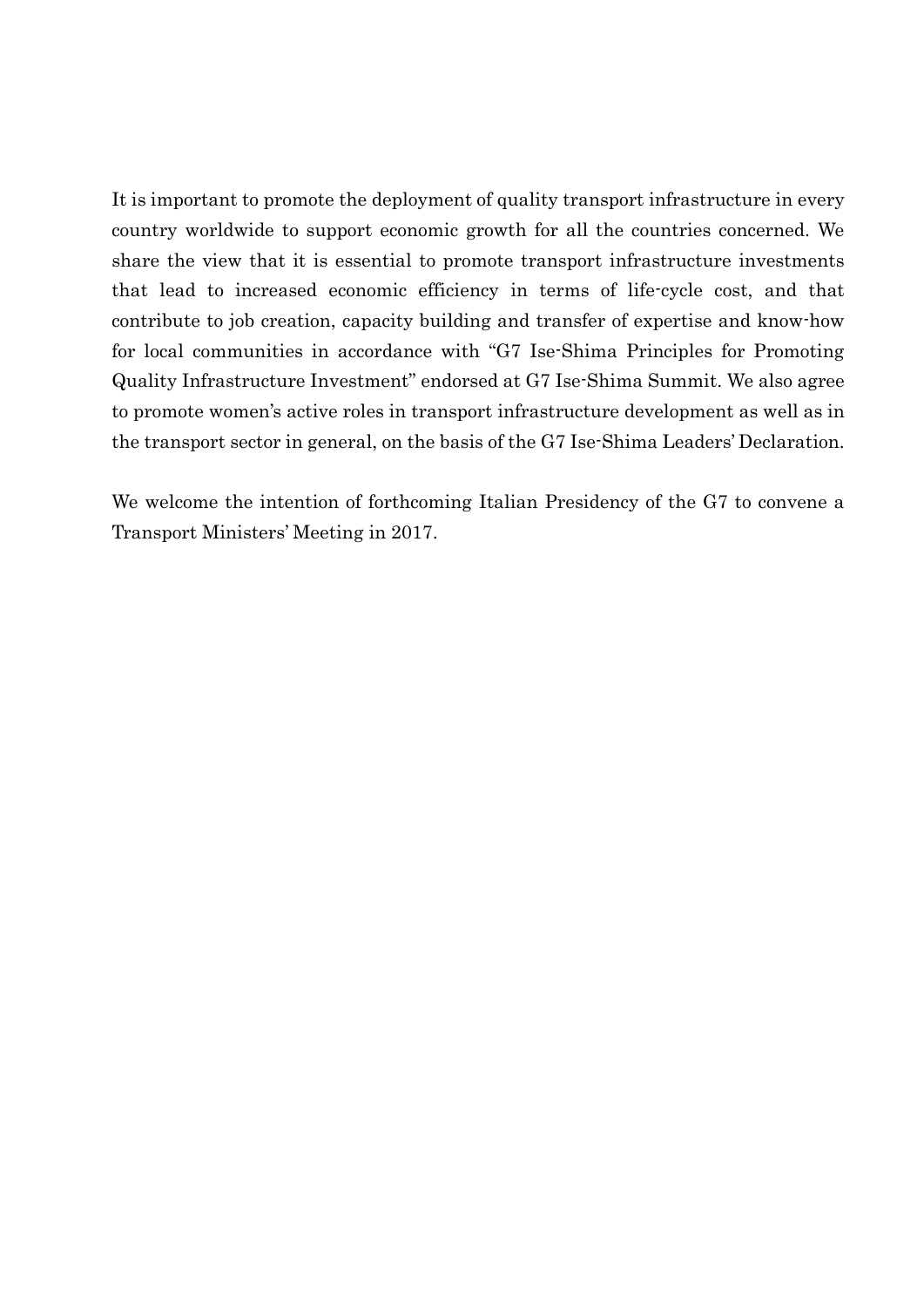It is important to promote the deployment of quality transport infrastructure in every country worldwide to support economic growth for all the countries concerned. We share the view that it is essential to promote transport infrastructure investments that lead to increased economic efficiency in terms of life-cycle cost, and that contribute to job creation, capacity building and transfer of expertise and know-how for local communities in accordance with "G7 Ise-Shima Principles for Promoting Quality Infrastructure Investment" endorsed at G7 Ise-Shima Summit. We also agree to promote women's active roles in transport infrastructure development as well as in the transport sector in general, on the basis of the G7 Ise-Shima Leaders' Declaration.

We welcome the intention of forthcoming Italian Presidency of the G7 to convene a Transport Ministers' Meeting in 2017.